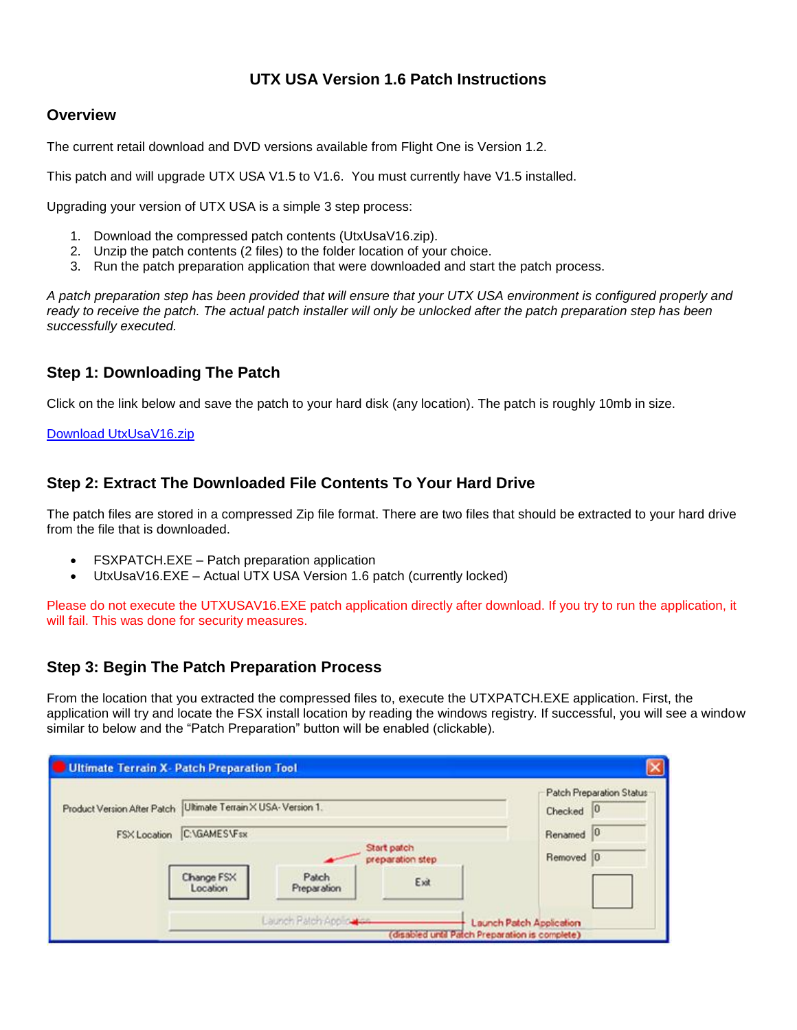# UTX USA Version 1.6 Patch Instructions

## Overview

The current retail download and DVD versions available from Flight One is Version 1.2.

This patch and will upgrade UTX USA V1.5 to V1.6. You must currently have V1.5 installed.

Upgrading your version of UTX USA is a simple 3 step process:

1. Download the compressed patch contents (UtxUsaV16.zip).
2. Unzip the patch contents (2 files) to the folder location of your choice.
3. Run the patch preparation application that were downloaded and start the patch process.

*A patch preparation step has been provided that will ensure that your UTX USA environment is configured properly and ready to receive the patch. The actual patch installer will only be unlocked after the patch preparation step has been successfully executed.*

## Step 1: Downloading The Patch

Click on the link below and save the patch to your hard disk (any location). The patch is roughly 10mb in size.

[Download UtxUsaV16.zip]

## Step 2: Extract The Downloaded File Contents To Your Hard Drive

The patch files are stored in a compressed Zip file format. There are two files that should be extracted to your hard drive from the file that is downloaded.

- FSXPATCH.EXE – Patch preparation application
- UtxUsaV16.EXE – Actual UTX USA Version 1.6 patch (currently locked)

Please do not execute the UTXUSAV16.EXE patch application directly after download. If you try to run the application, it will fail. This was done for security measures.

## Step 3: Begin The Patch Preparation Process

From the location that you extracted the compressed files to, execute the UTXPATCH.EXE application. First, the application will try and locate the FSX install location by reading the windows registry. If successful, you will see a window similar to below and the "Patch Preparation" button will be enabled (clickable).

Ultimate Terrain X- Patch Preparation Tool

Product Version After Patch: Ultimate Terrain X USA- Version 1.

FSX Location: C:\GAMES\Fsx

Patch Preparation Status — Checked: 0, Renamed: 0, Removed: 0

Buttons: Change FSX Location | Patch Preparation | Exit

Start patch preparation step

Launch Patch Application

Launch Patch Application (disabled until Patch Preparation is complete)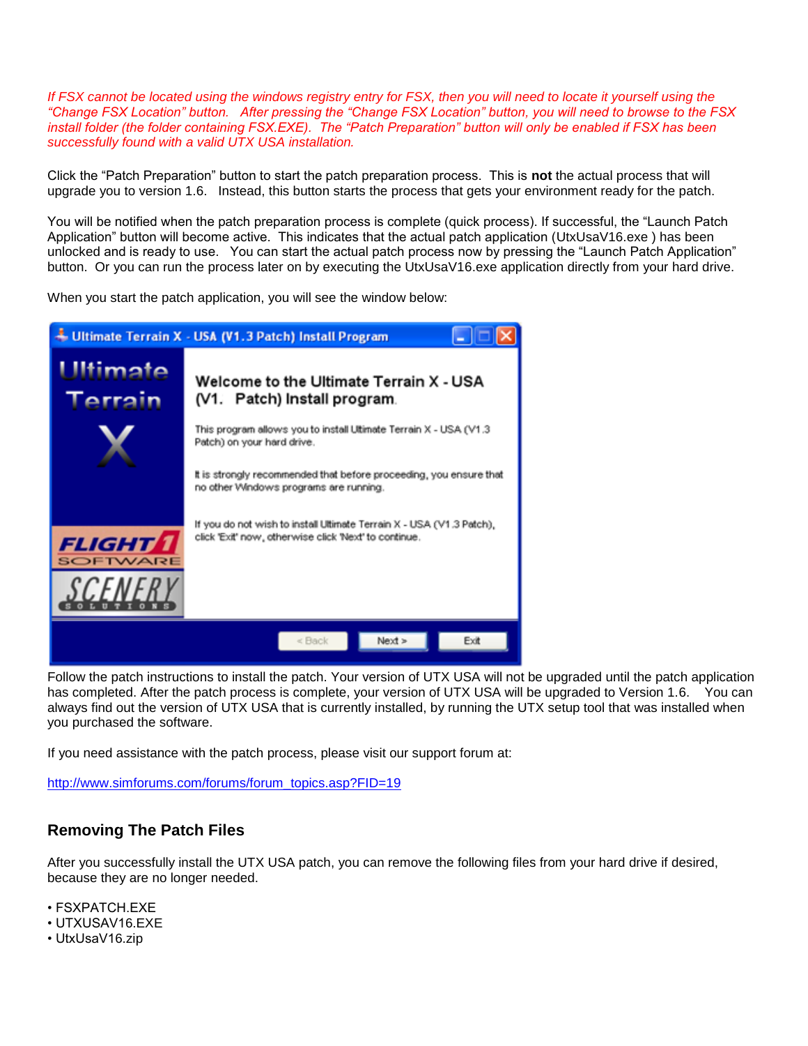*If FSX cannot be located using the windows registry entry for FSX, then you will need to locate it yourself using the "Change FSX Location" button. After pressing the "Change FSX Location" button, you will need to browse to the FSX install folder (the folder containing FSX.EXE). The "Patch Preparation" button will only be enabled if FSX has been successfully found with a valid UTX USA installation.*

Click the "Patch Preparation" button to start the patch preparation process. This is **not** the actual process that will upgrade you to version 1.6. Instead, this button starts the process that gets your environment ready for the patch.

You will be notified when the patch preparation process is complete (quick process). If successful, the "Launch Patch Application" button will become active. This indicates that the actual patch application (UtxUsaV16.exe ) has been unlocked and is ready to use. You can start the actual patch process now by pressing the "Launch Patch Application" button. Or you can run the process later on by executing the UtxUsaV16.exe application directly from your hard drive.

When you start the patch application, you will see the window below:

Follow the patch instructions to install the patch. Your version of UTX USA will not be upgraded until the patch application has completed. After the patch process is complete, your version of UTX USA will be upgraded to Version 1.6. You can always find out the version of UTX USA that is currently installed, by running the UTX setup tool that was installed when you purchased the software.

If you need assistance with the patch process, please visit our support forum at:

http://www.simforums.com/forums/forum_topics.asp?FID=19

## Removing The Patch Files

After you successfully install the UTX USA patch, you can remove the following files from your hard drive if desired, because they are no longer needed.

- FSXPATCH.EXE
- UTXUSAV16.EXE
- UtxUsaV16.zip